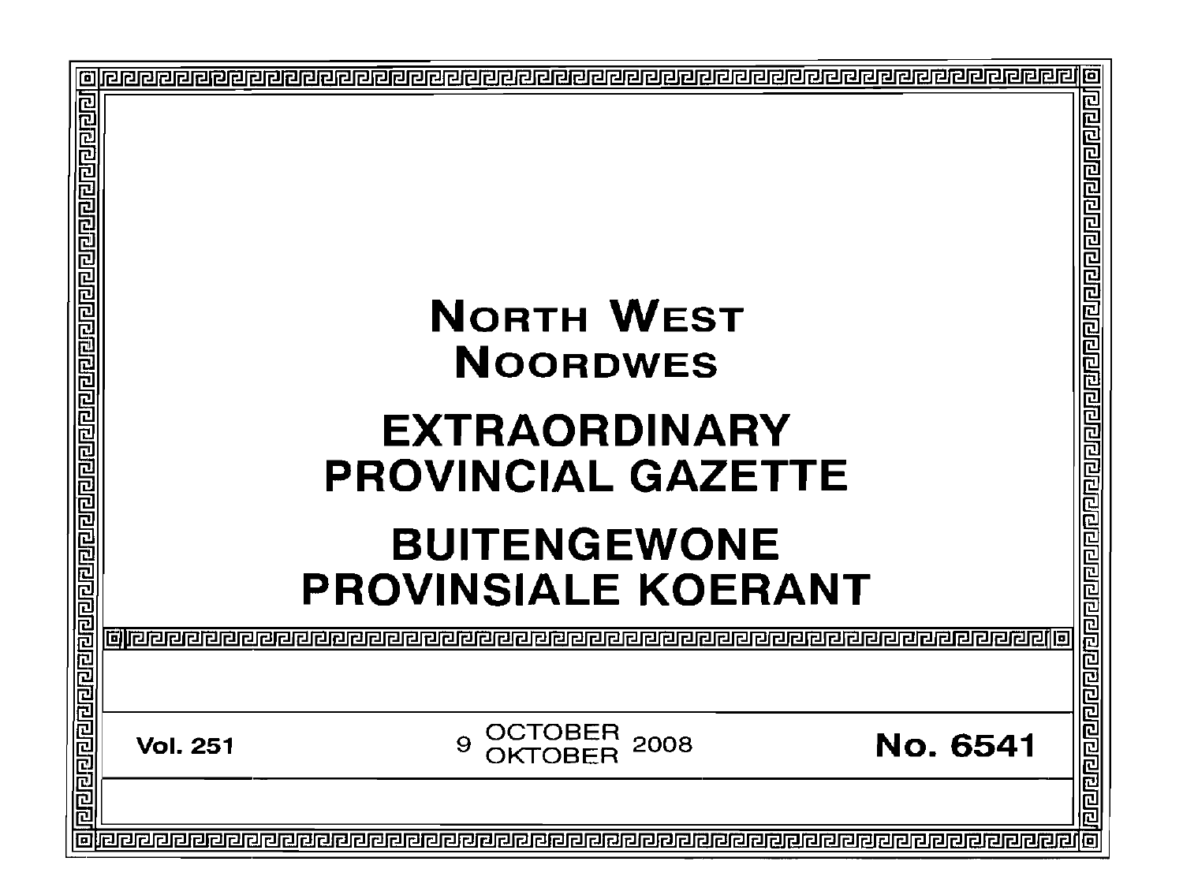# NORTH WEST
# NOORDWES

# EXTRAORDINARY PROVINCIAL GAZETTE

# BUITENGEWONE PROVINSIALE KOERANT

**Vol. 251** 9 OCTOBER / OKTOBER 2008 **No. 6541**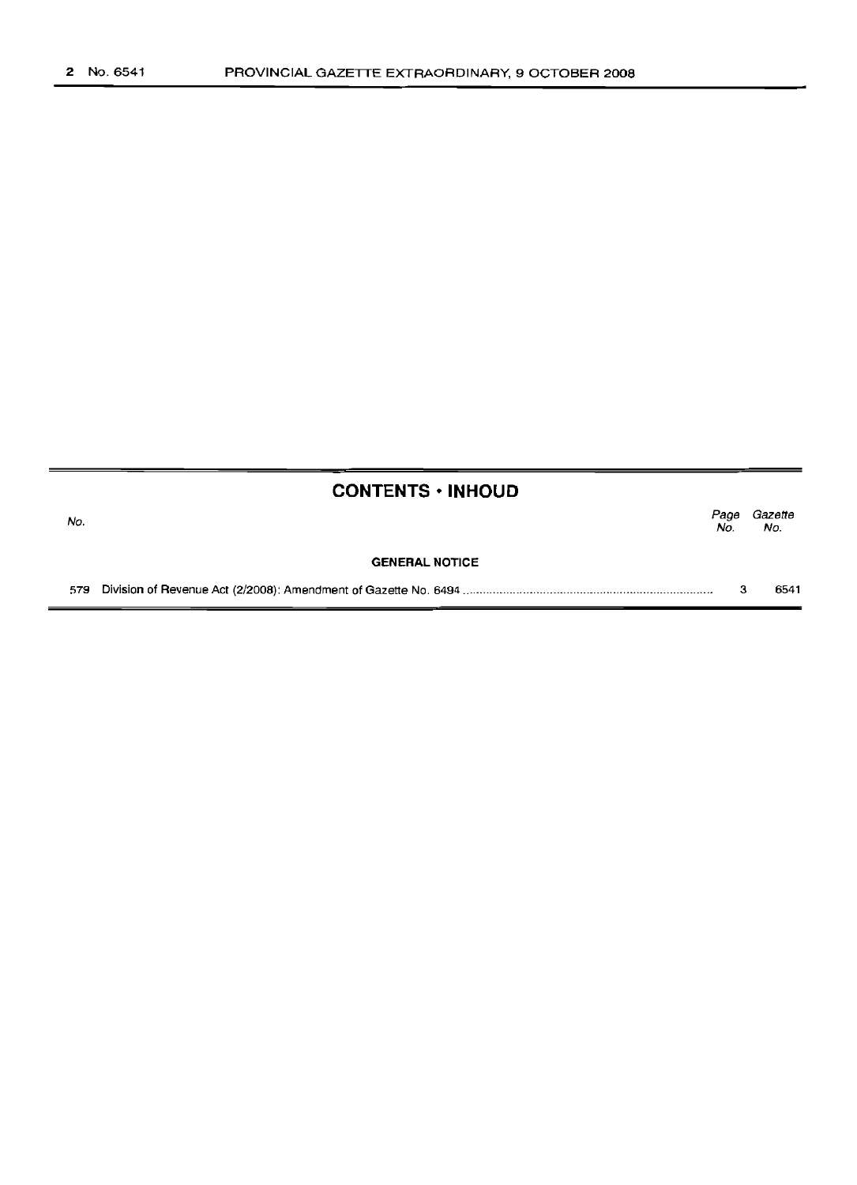## CONTENTS • INHOUD

| No. | | Page No. | Gazette No. |
|---|---|---|---|
| | **GENERAL NOTICE** | | |
| 579 | Division of Revenue Act (2/2008): Amendment of Gazette No. 6494 | 3 | 6541 |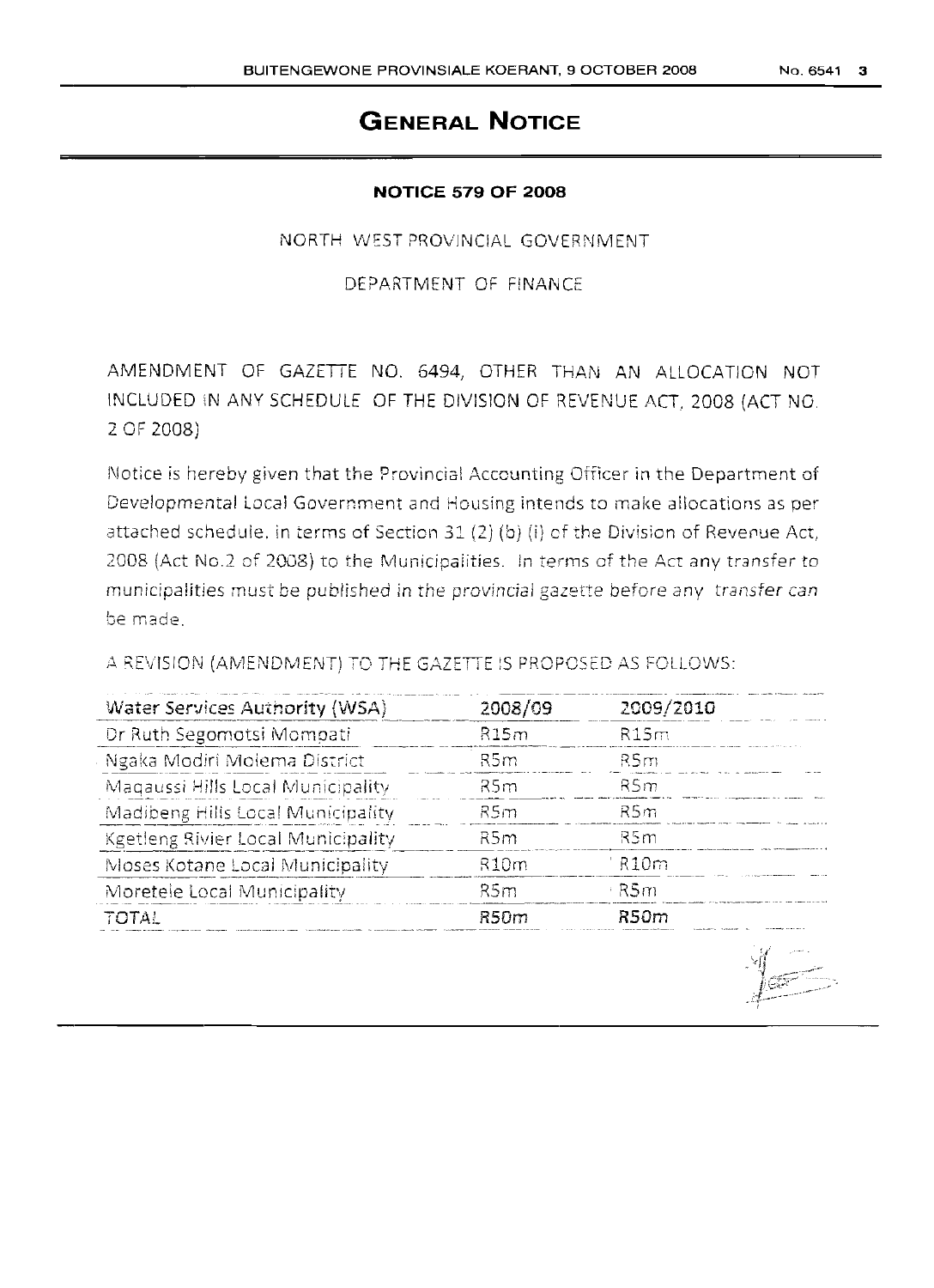# GENERAL NOTICE

## NOTICE 579 OF 2008

NORTH WEST PROVINCIAL GOVERNMENT

DEPARTMENT OF FINANCE

AMENDMENT OF GAZETTE NO. 6494, OTHER THAN AN ALLOCATION NOT INCLUDED IN ANY SCHEDULE OF THE DIVISION OF REVENUE ACT, 2008 (ACT NO. 2 OF 2008)

Notice is hereby given that the Provincial Accounting Officer in the Department of Developmental Local Government and Housing intends to make allocations as per attached schedule, in terms of Section 31 (2) (b) (i) of the Division of Revenue Act, 2008 (Act No.2 of 2008) to the Municipalities. In terms of the Act any transfer to municipalities must be published in the provincial gazette before any transfer can be made.

A REVISION (AMENDMENT) TO THE GAZETTE IS PROPOSED AS FOLLOWS:

| Water Services Authority (WSA) | 2008/09 | 2009/2010 |
|---|---|---|
| Dr Ruth Segomotsi Mompati | R15m | R15m |
| Ngaka Modiri Molema District | R5m | R5m |
| Maqaussi Hills Local Municipality | R5m | R5m |
| Madibeng Hills Local Municipality | R5m | R5m |
| Kgetleng Rivier Local Municipality | R5m | R5m |
| Moses Kotane Local Municipality | R10m | R10m |
| Moretele Local Municipality | R5m | R5m |
| TOTAL | R50m | R50m |